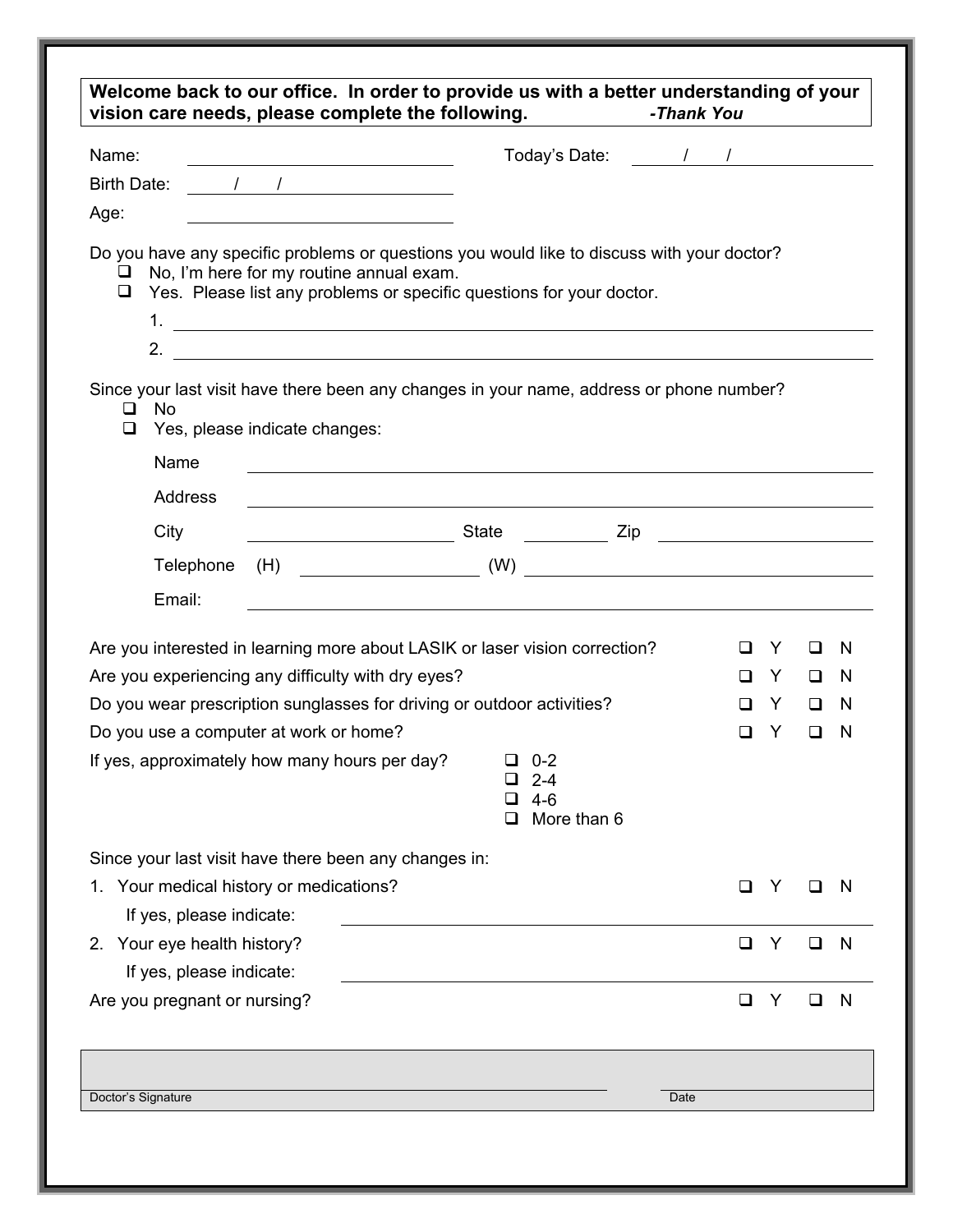**Welcome back to our office. In order to provide us with a better understanding of your vision care needs, please complete the following.** ***-Thank You***

Name: ______________________ Today's Date: ____/____/________

Birth Date: ____/____/________

Age: ______________________

Do you have any specific problems or questions you would like to discuss with your doctor?

- ☐ No, I'm here for my routine annual exam.
- ☐ Yes. Please list any problems or specific questions for your doctor.
  1. ______________________________________________
  2. ______________________________________________

Since your last visit have there been any changes in your name, address or phone number?

- ☐ No
- ☐ Yes, please indicate changes:

Name ______________________________________________

Address ______________________________________________

City ______________________ State __________ Zip ______________

Telephone (H) ______________________ (W) ______________________

Email: ______________________________________________

| | | |
|---|---|---|
| Are you interested in learning more about LASIK or laser vision correction? | ☐ Y | ☐ N |
| Are you experiencing any difficulty with dry eyes? | ☐ Y | ☐ N |
| Do you wear prescription sunglasses for driving or outdoor activities? | ☐ Y | ☐ N |
| Do you use a computer at work or home? | ☐ Y | ☐ N |

If yes, approximately how many hours per day?

- ☐ 0-2
- ☐ 2-4
- ☐ 4-6
- ☐ More than 6

Since your last visit have there been any changes in:

1. Your medical history or medications? ☐ Y ☐ N

   If yes, please indicate: ______________________________________________

2. Your eye health history? ☐ Y ☐ N

   If yes, please indicate: ______________________________________________

Are you pregnant or nursing? ☐ Y ☐ N

Doctor's Signature ______________________________ Date ______________